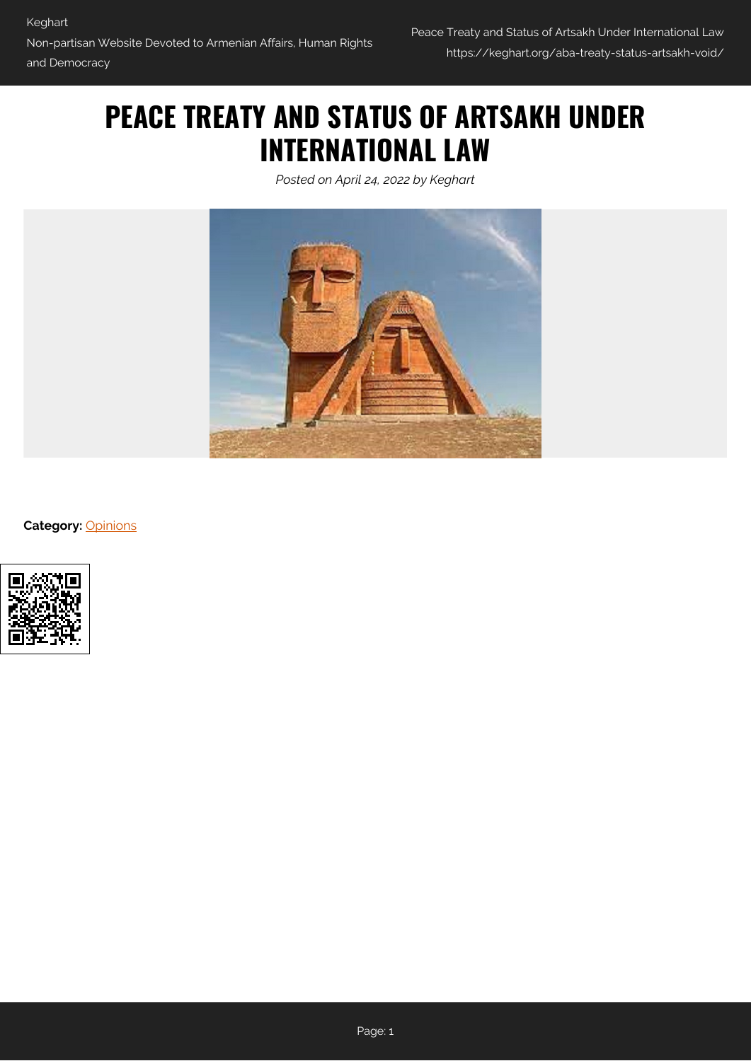# PEACE TREATY AND STATUS OF ARTSAKH UNDER INTERNATIONAL LAW

*Posted on April 24, 2022 by Keghart*

**Category:** Opinions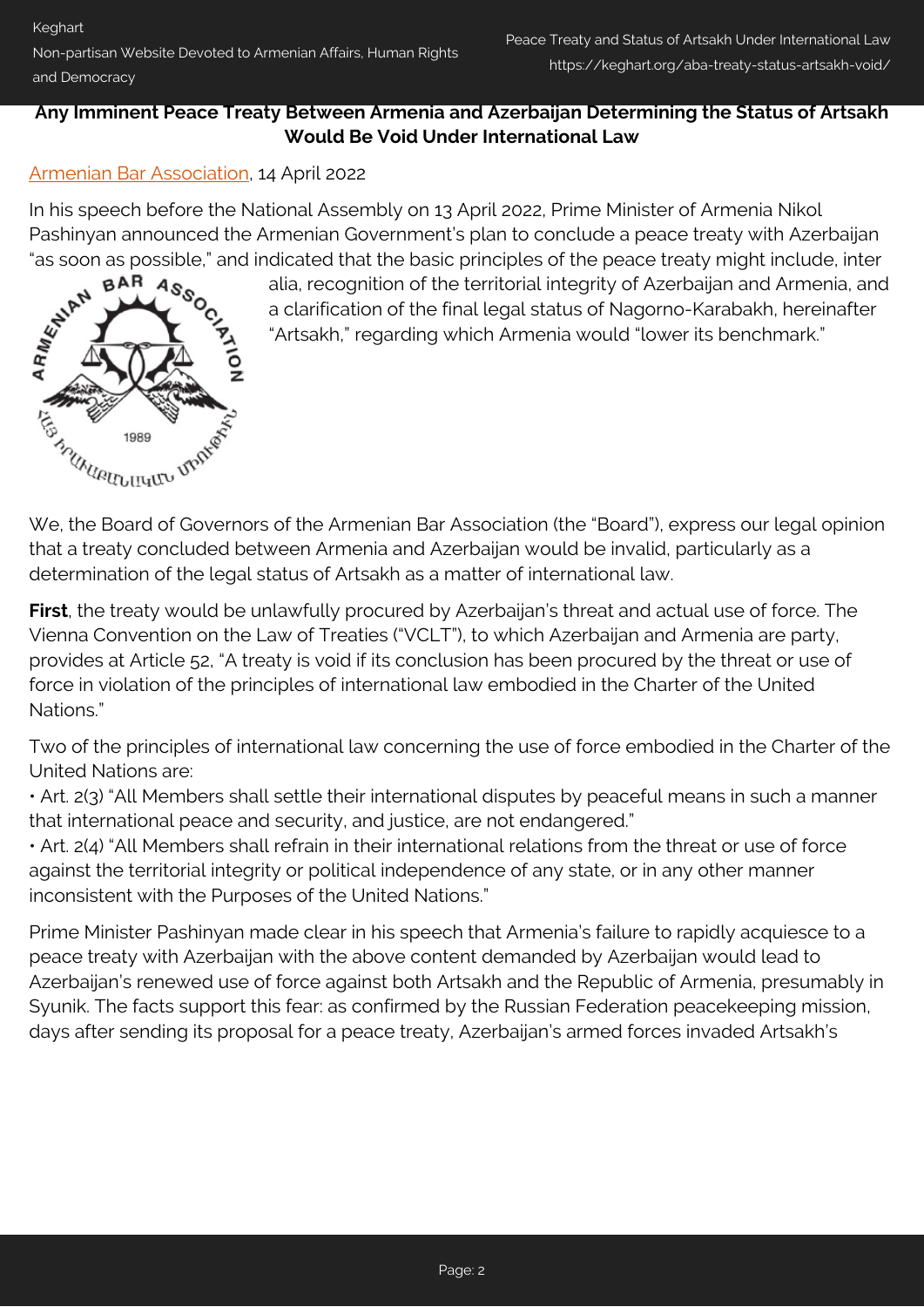**Any Imminent Peace Treaty Between Armenia and Azerbaijan Determining the Status of Artsakh Would Be Void Under International Law**

Armenian Bar Association, 14 April 2022

In his speech before the National Assembly on 13 April 2022, Prime Minister of Armenia Nikol Pashinyan announced the Armenian Government's plan to conclude a peace treaty with Azerbaijan "as soon as possible," and indicated that the basic principles of the peace treaty might include, inter alia, recognition of the territorial integrity of Azerbaijan and Armenia, and a clarification of the final legal status of Nagorno-Karabakh, hereinafter "Artsakh," regarding which Armenia would "lower its benchmark."

We, the Board of Governors of the Armenian Bar Association (the "Board"), express our legal opinion that a treaty concluded between Armenia and Azerbaijan would be invalid, particularly as a determination of the legal status of Artsakh as a matter of international law.

**First**, the treaty would be unlawfully procured by Azerbaijan's threat and actual use of force. The Vienna Convention on the Law of Treaties ("VCLT"), to which Azerbaijan and Armenia are party, provides at Article 52, "A treaty is void if its conclusion has been procured by the threat or use of force in violation of the principles of international law embodied in the Charter of the United Nations."

Two of the principles of international law concerning the use of force embodied in the Charter of the United Nations are:

- Art. 2(3) "All Members shall settle their international disputes by peaceful means in such a manner that international peace and security, and justice, are not endangered."
- Art. 2(4) "All Members shall refrain in their international relations from the threat or use of force against the territorial integrity or political independence of any state, or in any other manner inconsistent with the Purposes of the United Nations."

Prime Minister Pashinyan made clear in his speech that Armenia's failure to rapidly acquiesce to a peace treaty with Azerbaijan with the above content demanded by Azerbaijan would lead to Azerbaijan's renewed use of force against both Artsakh and the Republic of Armenia, presumably in Syunik. The facts support this fear: as confirmed by the Russian Federation peacekeeping mission, days after sending its proposal for a peace treaty, Azerbaijan's armed forces invaded Artsakh's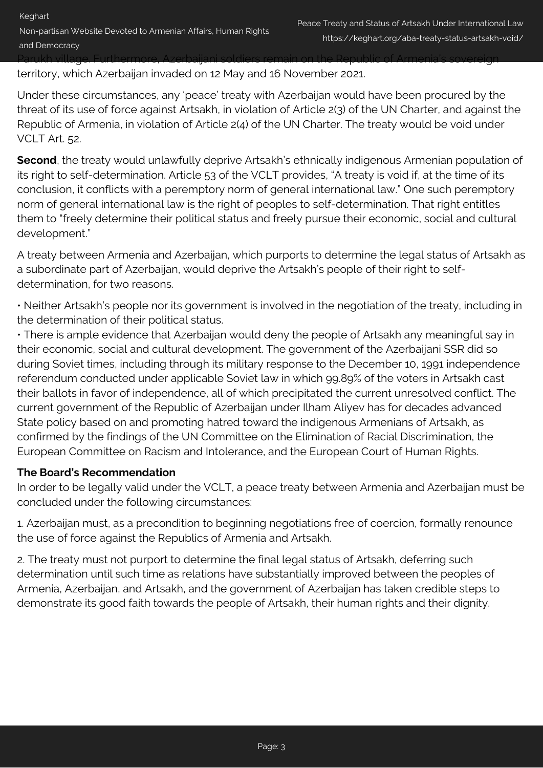Parukh village. Furthermore, Azerbaijani soldiers remain on the Republic of Armenia's sovereign territory, which Azerbaijan invaded on 12 May and 16 November 2021.

Under these circumstances, any 'peace' treaty with Azerbaijan would have been procured by the threat of its use of force against Artsakh, in violation of Article 2(3) of the UN Charter, and against the Republic of Armenia, in violation of Article 2(4) of the UN Charter. The treaty would be void under VCLT Art. 52.

**Second**, the treaty would unlawfully deprive Artsakh's ethnically indigenous Armenian population of its right to self-determination. Article 53 of the VCLT provides, "A treaty is void if, at the time of its conclusion, it conflicts with a peremptory norm of general international law." One such peremptory norm of general international law is the right of peoples to self-determination. That right entitles them to "freely determine their political status and freely pursue their economic, social and cultural development."

A treaty between Armenia and Azerbaijan, which purports to determine the legal status of Artsakh as a subordinate part of Azerbaijan, would deprive the Artsakh's people of their right to self-determination, for two reasons.

- Neither Artsakh's people nor its government is involved in the negotiation of the treaty, including in the determination of their political status.
- There is ample evidence that Azerbaijan would deny the people of Artsakh any meaningful say in their economic, social and cultural development. The government of the Azerbaijani SSR did so during Soviet times, including through its military response to the December 10, 1991 independence referendum conducted under applicable Soviet law in which 99.89% of the voters in Artsakh cast their ballots in favor of independence, all of which precipitated the current unresolved conflict. The current government of the Republic of Azerbaijan under Ilham Aliyev has for decades advanced State policy based on and promoting hatred toward the indigenous Armenians of Artsakh, as confirmed by the findings of the UN Committee on the Elimination of Racial Discrimination, the European Committee on Racism and Intolerance, and the European Court of Human Rights.

**The Board's Recommendation**

In order to be legally valid under the VCLT, a peace treaty between Armenia and Azerbaijan must be concluded under the following circumstances:

1. Azerbaijan must, as a precondition to beginning negotiations free of coercion, formally renounce the use of force against the Republics of Armenia and Artsakh.

2. The treaty must not purport to determine the final legal status of Artsakh, deferring such determination until such time as relations have substantially improved between the peoples of Armenia, Azerbaijan, and Artsakh, and the government of Azerbaijan has taken credible steps to demonstrate its good faith towards the people of Artsakh, their human rights and their dignity.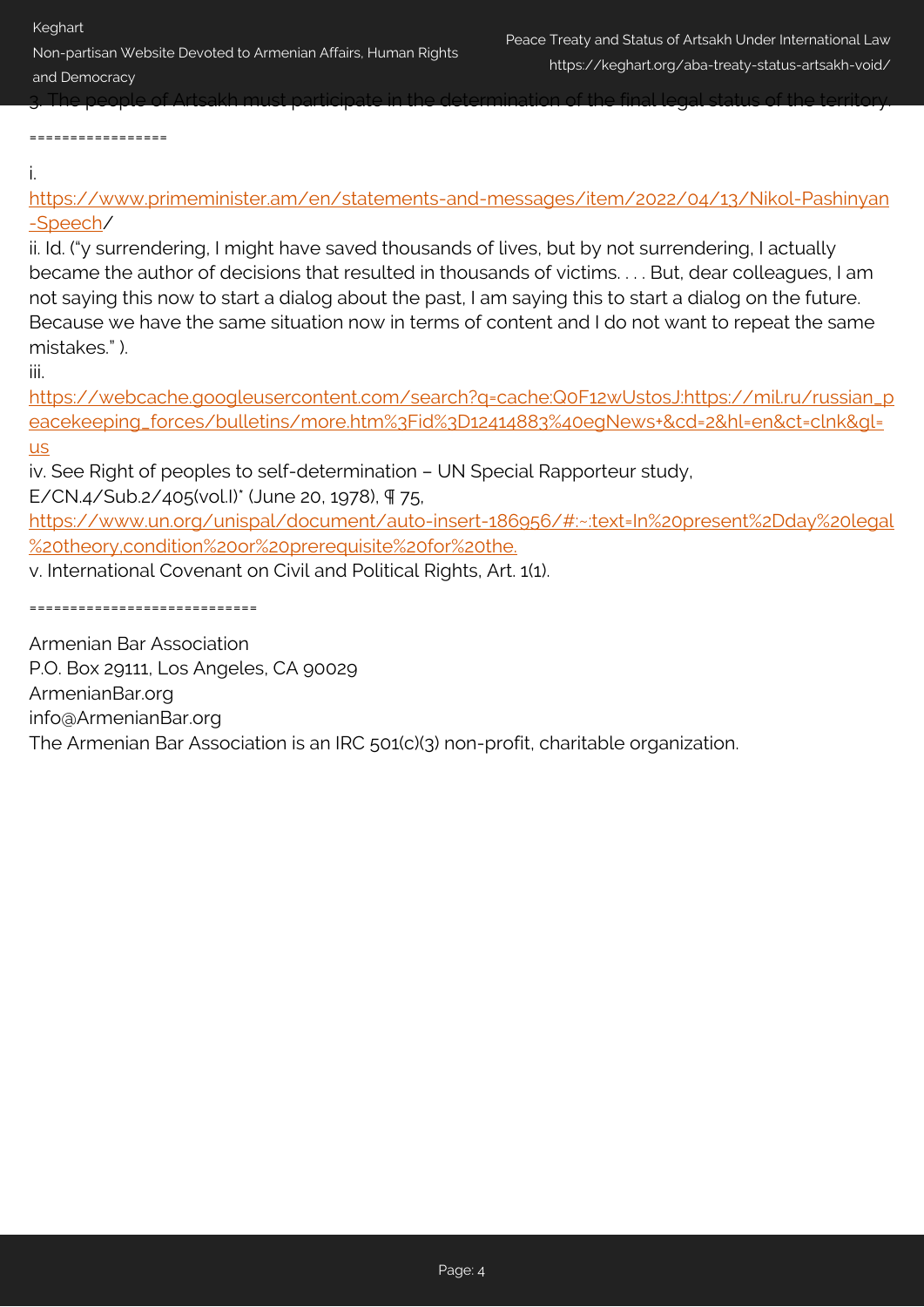3. The people of Artsakh must participate in the determination of the final legal status of the territory.

=================

i.
https://www.primeminister.am/en/statements-and-messages/item/2022/04/13/Nikol-Pashinyan-Speech/

ii. Id. ("y surrendering, I might have saved thousands of lives, but by not surrendering, I actually became the author of decisions that resulted in thousands of victims. . . . But, dear colleagues, I am not saying this now to start a dialog about the past, I am saying this to start a dialog on the future. Because we have the same situation now in terms of content and I do not want to repeat the same mistakes." ).

iii.
https://webcache.googleusercontent.com/search?q=cache:Q0F12wUstosJ:https://mil.ru/russian_peacekeeping_forces/bulletins/more.htm%3Fid%3D12414883%40egNews+&cd=2&hl=en&ct=clnk&gl=us

iv. See Right of peoples to self-determination – UN Special Rapporteur study, E/CN.4/Sub.2/405(vol.I)* (June 20, 1978), ¶ 75,
https://www.un.org/unispal/document/auto-insert-186956/#:~:text=In%20present%2Dday%20legal%20theory,condition%20or%20prerequisite%20for%20the.

v. International Covenant on Civil and Political Rights, Art. 1(1).

============================

Armenian Bar Association
P.O. Box 29111, Los Angeles, CA 90029
ArmenianBar.org
info@ArmenianBar.org
The Armenian Bar Association is an IRC 501(c)(3) non-profit, charitable organization.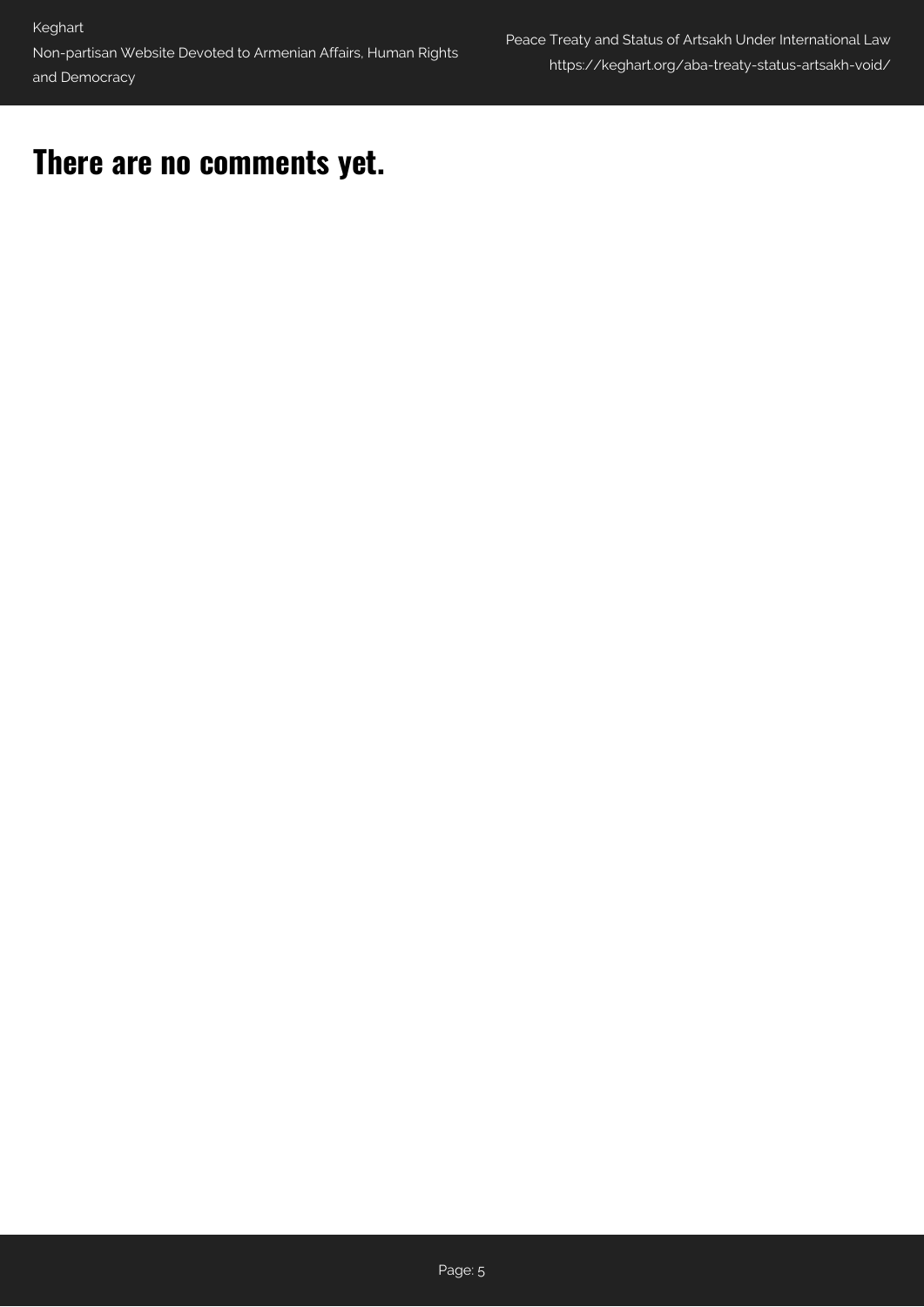# There are no comments yet.